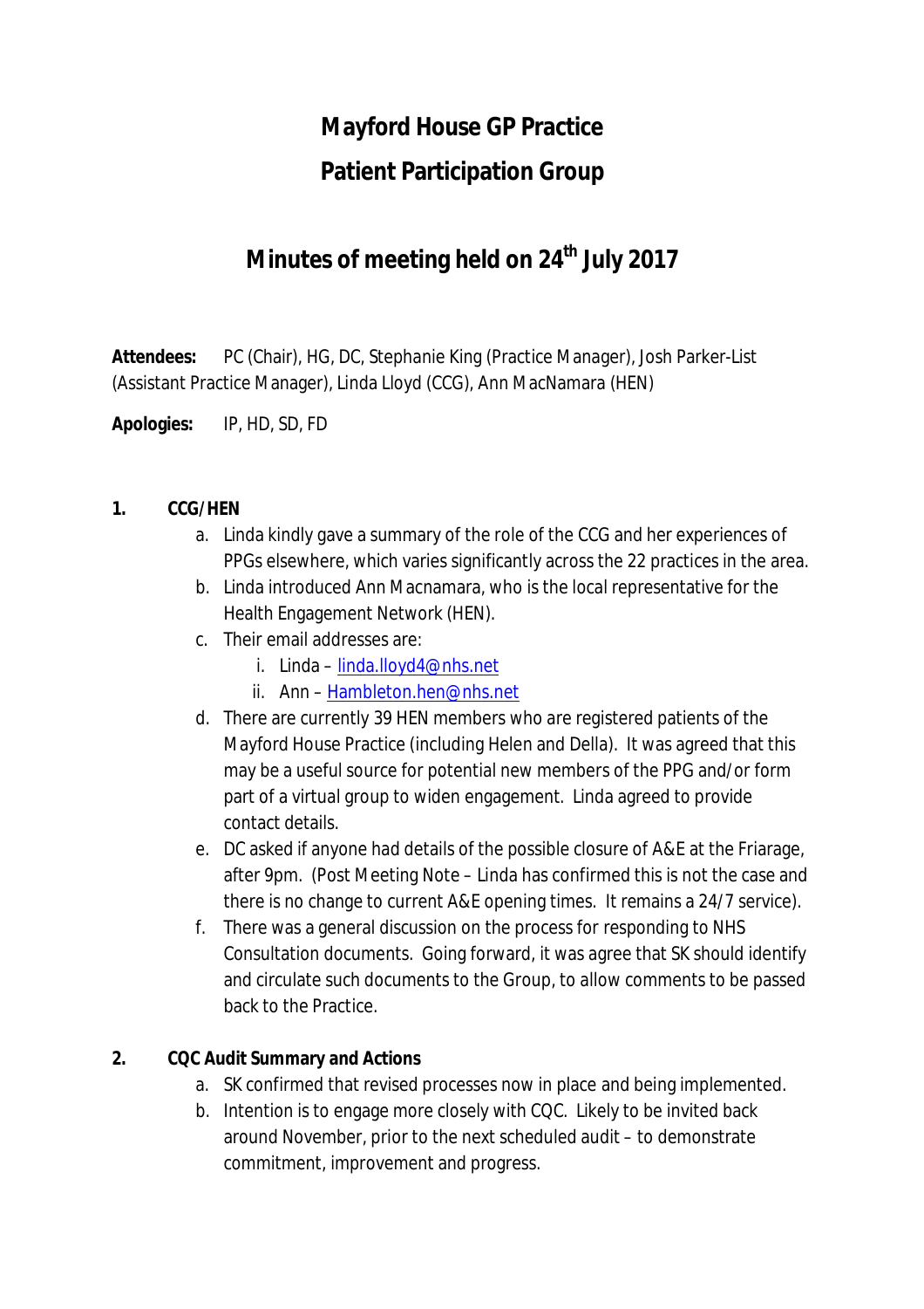# Mayford House GP Practice

# Patient Participation Group

## Minutes of meeting held on 24th July 2017

**Attendees:** PC (Chair), HG, DC, Stephanie King (Practice Manager), Josh Parker-List (Assistant Practice Manager), Linda Lloyd (CCG), Ann MacNamara (HEN)

**Apologies:** IP, HD, SD, FD

1. **CCG/HEN**
   a. Linda kindly gave a summary of the role of the CCG and her experiences of PPGs elsewhere, which varies significantly across the 22 practices in the area.
   b. Linda introduced Ann Macnamara, who is the local representative for the Health Engagement Network (HEN).
   c. Their email addresses are:
      i. Linda – linda.lloyd4@nhs.net
      ii. Ann – Hambleton.hen@nhs.net
   d. There are currently 39 HEN members who are registered patients of the Mayford House Practice (including Helen and Della). It was agreed that this may be a useful source for potential new members of the PPG and/or form part of a virtual group to widen engagement. Linda agreed to provide contact details.
   e. DC asked if anyone had details of the possible closure of A&E at the Friarage, after 9pm. (Post Meeting Note – Linda has confirmed this is not the case and there is no change to current A&E opening times. It remains a 24/7 service).
   f. There was a general discussion on the process for responding to NHS Consultation documents. Going forward, it was agree that SK should identify and circulate such documents to the Group, to allow comments to be passed back to the Practice.

2. **CQC Audit Summary and Actions**
   a. SK confirmed that revised processes now in place and being implemented.
   b. Intention is to engage more closely with CQC. Likely to be invited back around November, prior to the next scheduled audit – to demonstrate commitment, improvement and progress.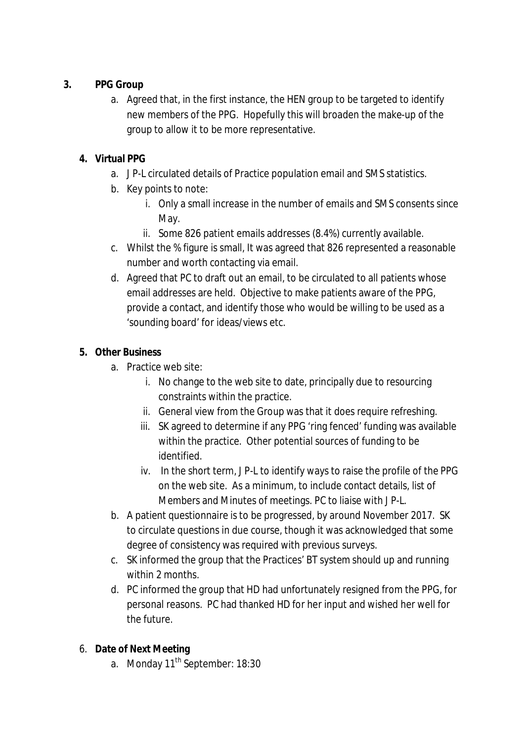## 3. PPG Group

a. Agreed that, in the first instance, the HEN group to be targeted to identify new members of the PPG. Hopefully this will broaden the make-up of the group to allow it to be more representative.

## 4. Virtual PPG

a. J P-L circulated details of Practice population email and SMS statistics.

b. Key points to note:

   i. Only a small increase in the number of emails and SMS consents since May.

   ii. Some 826 patient emails addresses (8.4%) currently available.

c. Whilst the % figure is small, It was agreed that 826 represented a reasonable number and worth contacting via email.

d. Agreed that PC to draft out an email, to be circulated to all patients whose email addresses are held. Objective to make patients aware of the PPG, provide a contact, and identify those who would be willing to be used as a 'sounding board' for ideas/views etc.

## 5. Other Business

a. Practice web site:

   i. No change to the web site to date, principally due to resourcing constraints within the practice.

   ii. General view from the Group was that it does require refreshing.

   iii. SK agreed to determine if any PPG 'ring fenced' funding was available within the practice. Other potential sources of funding to be identified.

   iv. In the short term, J P-L to identify ways to raise the profile of the PPG on the web site. As a minimum, to include contact details, list of Members and Minutes of meetings. PC to liaise with J P-L.

b. A patient questionnaire is to be progressed, by around November 2017. SK to circulate questions in due course, though it was acknowledged that some degree of consistency was required with previous surveys.

c. SK informed the group that the Practices' BT system should up and running within 2 months.

d. PC informed the group that HD had unfortunately resigned from the PPG, for personal reasons. PC had thanked HD for her input and wished her well for the future.

## 6. Date of Next Meeting

a. Monday 11th September: 18:30